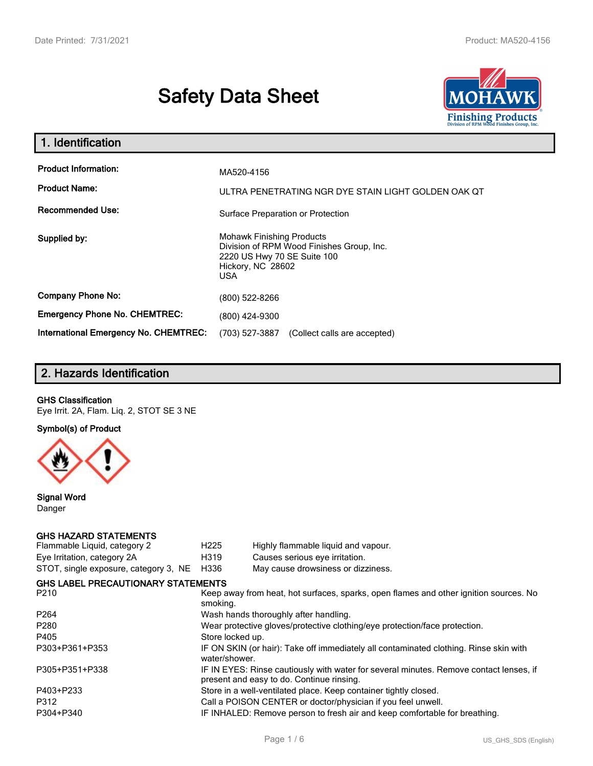# Safety Data Sheet

## 1. Identification

| | |
|---|---|
| **Product Information:** | MA520-4156 |
| **Product Name:** | ULTRA PENETRATING NGR DYE STAIN LIGHT GOLDEN OAK QT |
| **Recommended Use:** | Surface Preparation or Protection |
| **Supplied by:** | Mohawk Finishing Products<br>Division of RPM Wood Finishes Group, Inc.<br>2220 US Hwy 70 SE Suite 100<br>Hickory, NC 28602<br>USA |
| **Company Phone No:** | (800) 522-8266 |
| **Emergency Phone No. CHEMTREC:** | (800) 424-9300 |
| **International Emergency No. CHEMTREC:** | (703) 527-3887 (Collect calls are accepted) |

## 2. Hazards Identification

**GHS Classification**

Eye Irrit. 2A, Flam. Liq. 2, STOT SE 3 NE

**Symbol(s) of Product**

**Signal Word**

Danger

**GHS HAZARD STATEMENTS**

| | | |
|---|---|---|
| Flammable Liquid, category 2 | H225 | Highly flammable liquid and vapour. |
| Eye Irritation, category 2A | H319 | Causes serious eye irritation. |
| STOT, single exposure, category 3, NE | H336 | May cause drowsiness or dizziness. |

**GHS LABEL PRECAUTIONARY STATEMENTS**

| | |
|---|---|
| P210 | Keep away from heat, hot surfaces, sparks, open flames and other ignition sources. No smoking. |
| P264 | Wash hands thoroughly after handling. |
| P280 | Wear protective gloves/protective clothing/eye protection/face protection. |
| P405 | Store locked up. |
| P303+P361+P353 | IF ON SKIN (or hair): Take off immediately all contaminated clothing. Rinse skin with water/shower. |
| P305+P351+P338 | IF IN EYES: Rinse cautiously with water for several minutes. Remove contact lenses, if present and easy to do. Continue rinsing. |
| P403+P233 | Store in a well-ventilated place. Keep container tightly closed. |
| P312 | Call a POISON CENTER or doctor/physician if you feel unwell. |
| P304+P340 | IF INHALED: Remove person to fresh air and keep comfortable for breathing. |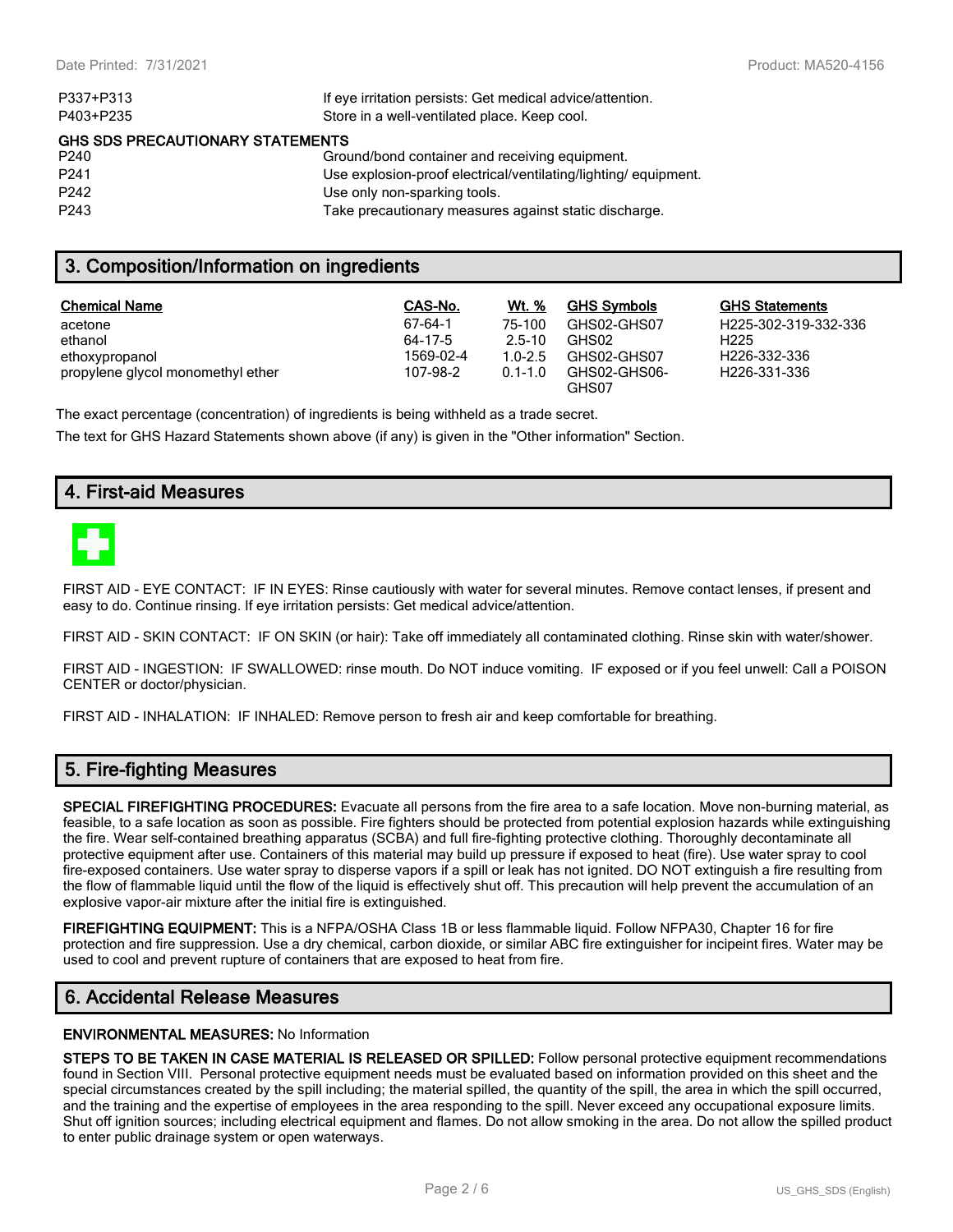| | |
|---|---|
| P337+P313 | If eye irritation persists: Get medical advice/attention. |
| P403+P235 | Store in a well-ventilated place. Keep cool. |

**GHS SDS PRECAUTIONARY STATEMENTS**

| | |
|---|---|
| P240 | Ground/bond container and receiving equipment. |
| P241 | Use explosion-proof electrical/ventilating/lighting/ equipment. |
| P242 | Use only non-sparking tools. |
| P243 | Take precautionary measures against static discharge. |

## 3. Composition/Information on ingredients

| Chemical Name | CAS-No. | Wt. % | GHS Symbols | GHS Statements |
|---|---|---|---|---|
| acetone | 67-64-1 | 75-100 | GHS02-GHS07 | H225-302-319-332-336 |
| ethanol | 64-17-5 | 2.5-10 | GHS02 | H225 |
| ethoxypropanol | 1569-02-4 | 1.0-2.5 | GHS02-GHS07 | H226-332-336 |
| propylene glycol monomethyl ether | 107-98-2 | 0.1-1.0 | GHS02-GHS06-GHS07 | H226-331-336 |

The exact percentage (concentration) of ingredients is being withheld as a trade secret.

The text for GHS Hazard Statements shown above (if any) is given in the "Other information" Section.

## 4. First-aid Measures

FIRST AID - EYE CONTACT: IF IN EYES: Rinse cautiously with water for several minutes. Remove contact lenses, if present and easy to do. Continue rinsing. If eye irritation persists: Get medical advice/attention.

FIRST AID - SKIN CONTACT: IF ON SKIN (or hair): Take off immediately all contaminated clothing. Rinse skin with water/shower.

FIRST AID - INGESTION: IF SWALLOWED: rinse mouth. Do NOT induce vomiting. IF exposed or if you feel unwell: Call a POISON CENTER or doctor/physician.

FIRST AID - INHALATION: IF INHALED: Remove person to fresh air and keep comfortable for breathing.

## 5. Fire-fighting Measures

**SPECIAL FIREFIGHTING PROCEDURES:** Evacuate all persons from the fire area to a safe location. Move non-burning material, as feasible, to a safe location as soon as possible. Fire fighters should be protected from potential explosion hazards while extinguishing the fire. Wear self-contained breathing apparatus (SCBA) and full fire-fighting protective clothing. Thoroughly decontaminate all protective equipment after use. Containers of this material may build up pressure if exposed to heat (fire). Use water spray to cool fire-exposed containers. Use water spray to disperse vapors if a spill or leak has not ignited. DO NOT extinguish a fire resulting from the flow of flammable liquid until the flow of the liquid is effectively shut off. This precaution will help prevent the accumulation of an explosive vapor-air mixture after the initial fire is extinguished.

**FIREFIGHTING EQUIPMENT:** This is a NFPA/OSHA Class 1B or less flammable liquid. Follow NFPA30, Chapter 16 for fire protection and fire suppression. Use a dry chemical, carbon dioxide, or similar ABC fire extinguisher for incipeint fires. Water may be used to cool and prevent rupture of containers that are exposed to heat from fire.

## 6. Accidental Release Measures

**ENVIRONMENTAL MEASURES:** No Information

**STEPS TO BE TAKEN IN CASE MATERIAL IS RELEASED OR SPILLED:** Follow personal protective equipment recommendations found in Section VIII. Personal protective equipment needs must be evaluated based on information provided on this sheet and the special circumstances created by the spill including; the material spilled, the quantity of the spill, the area in which the spill occurred, and the training and the expertise of employees in the area responding to the spill. Never exceed any occupational exposure limits. Shut off ignition sources; including electrical equipment and flames. Do not allow smoking in the area. Do not allow the spilled product to enter public drainage system or open waterways.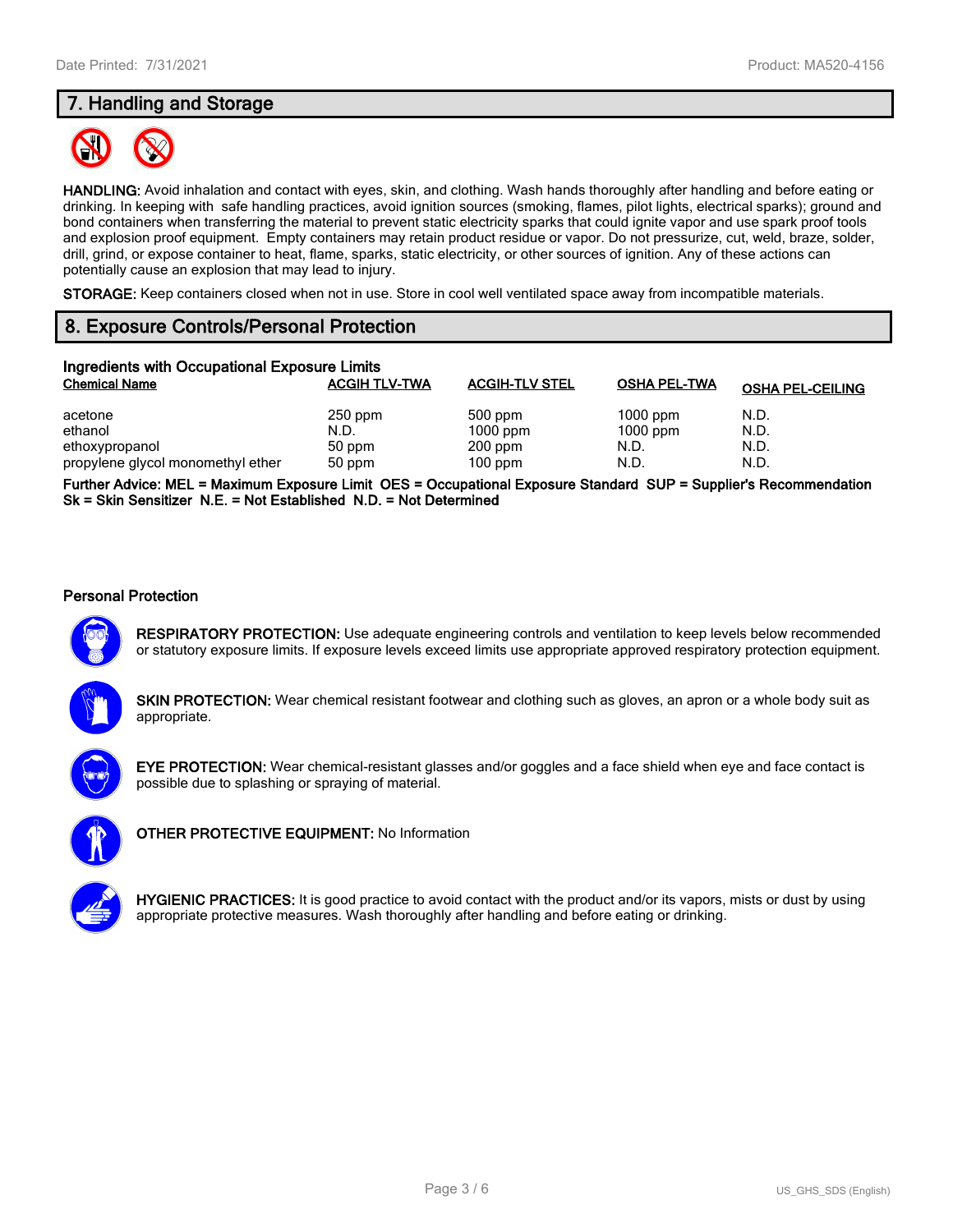## 7. Handling and Storage

**HANDLING:** Avoid inhalation and contact with eyes, skin, and clothing. Wash hands thoroughly after handling and before eating or drinking. In keeping with safe handling practices, avoid ignition sources (smoking, flames, pilot lights, electrical sparks); ground and bond containers when transferring the material to prevent static electricity sparks that could ignite vapor and use spark proof tools and explosion proof equipment. Empty containers may retain product residue or vapor. Do not pressurize, cut, weld, braze, solder, drill, grind, or expose container to heat, flame, sparks, static electricity, or other sources of ignition. Any of these actions can potentially cause an explosion that may lead to injury.

**STORAGE:** Keep containers closed when not in use. Store in cool well ventilated space away from incompatible materials.

## 8. Exposure Controls/Personal Protection

### Ingredients with Occupational Exposure Limits

| Chemical Name | ACGIH TLV-TWA | ACGIH-TLV STEL | OSHA PEL-TWA | OSHA PEL-CEILING |
|---|---|---|---|---|
| acetone | 250 ppm | 500 ppm | 1000 ppm | N.D. |
| ethanol | N.D. | 1000 ppm | 1000 ppm | N.D. |
| ethoxypropanol | 50 ppm | 200 ppm | N.D. | N.D. |
| propylene glycol monomethyl ether | 50 ppm | 100 ppm | N.D. | N.D. |

**Further Advice: MEL = Maximum Exposure Limit OES = Occupational Exposure Standard SUP = Supplier's Recommendation Sk = Skin Sensitizer N.E. = Not Established N.D. = Not Determined**

### Personal Protection

**RESPIRATORY PROTECTION:** Use adequate engineering controls and ventilation to keep levels below recommended or statutory exposure limits. If exposure levels exceed limits use appropriate approved respiratory protection equipment.

**SKIN PROTECTION:** Wear chemical resistant footwear and clothing such as gloves, an apron or a whole body suit as appropriate.

**EYE PROTECTION:** Wear chemical-resistant glasses and/or goggles and a face shield when eye and face contact is possible due to splashing or spraying of material.

**OTHER PROTECTIVE EQUIPMENT:** No Information

**HYGIENIC PRACTICES:** It is good practice to avoid contact with the product and/or its vapors, mists or dust by using appropriate protective measures. Wash thoroughly after handling and before eating or drinking.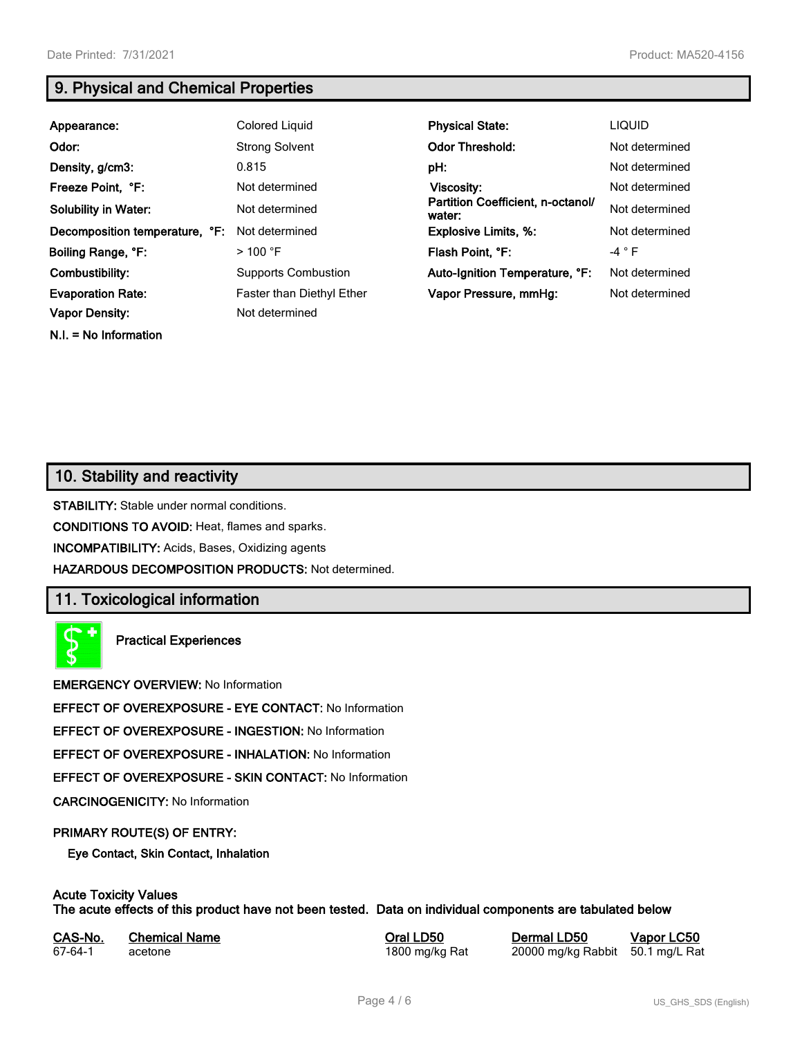## 9. Physical and Chemical Properties

| | | | |
|---|---|---|---|
| **Appearance:** | Colored Liquid | **Physical State:** | LIQUID |
| **Odor:** | Strong Solvent | **Odor Threshold:** | Not determined |
| **Density, g/cm3:** | 0.815 | **pH:** | Not determined |
| **Freeze Point, °F:** | Not determined | **Viscosity:** | Not determined |
| **Solubility in Water:** | Not determined | **Partition Coefficient, n-octanol/ water:** | Not determined |
| **Decomposition temperature, °F:** | Not determined | **Explosive Limits, %:** | Not determined |
| **Boiling Range, °F:** | > 100 °F | **Flash Point, °F:** | -4 ° F |
| **Combustibility:** | Supports Combustion | **Auto-Ignition Temperature, °F:** | Not determined |
| **Evaporation Rate:** | Faster than Diethyl Ether | **Vapor Pressure, mmHg:** | Not determined |
| **Vapor Density:** | Not determined | | |

**N.I. = No Information**

## 10. Stability and reactivity

**STABILITY:** Stable under normal conditions.

**CONDITIONS TO AVOID:** Heat, flames and sparks.

**INCOMPATIBILITY:** Acids, Bases, Oxidizing agents

**HAZARDOUS DECOMPOSITION PRODUCTS:** Not determined.

## 11. Toxicological information

**Practical Experiences**

**EMERGENCY OVERVIEW:** No Information

**EFFECT OF OVEREXPOSURE - EYE CONTACT:** No Information

**EFFECT OF OVEREXPOSURE - INGESTION:** No Information

**EFFECT OF OVEREXPOSURE - INHALATION:** No Information

**EFFECT OF OVEREXPOSURE - SKIN CONTACT:** No Information

**CARCINOGENICITY:** No Information

**PRIMARY ROUTE(S) OF ENTRY:**

**Eye Contact, Skin Contact, Inhalation**

**Acute Toxicity Values**
**The acute effects of this product have not been tested. Data on individual components are tabulated below**

| CAS-No. | Chemical Name | Oral LD50 | Dermal LD50 | Vapor LC50 |
|---|---|---|---|---|
| 67-64-1 | acetone | 1800 mg/kg Rat | 20000 mg/kg Rabbit | 50.1 mg/L Rat |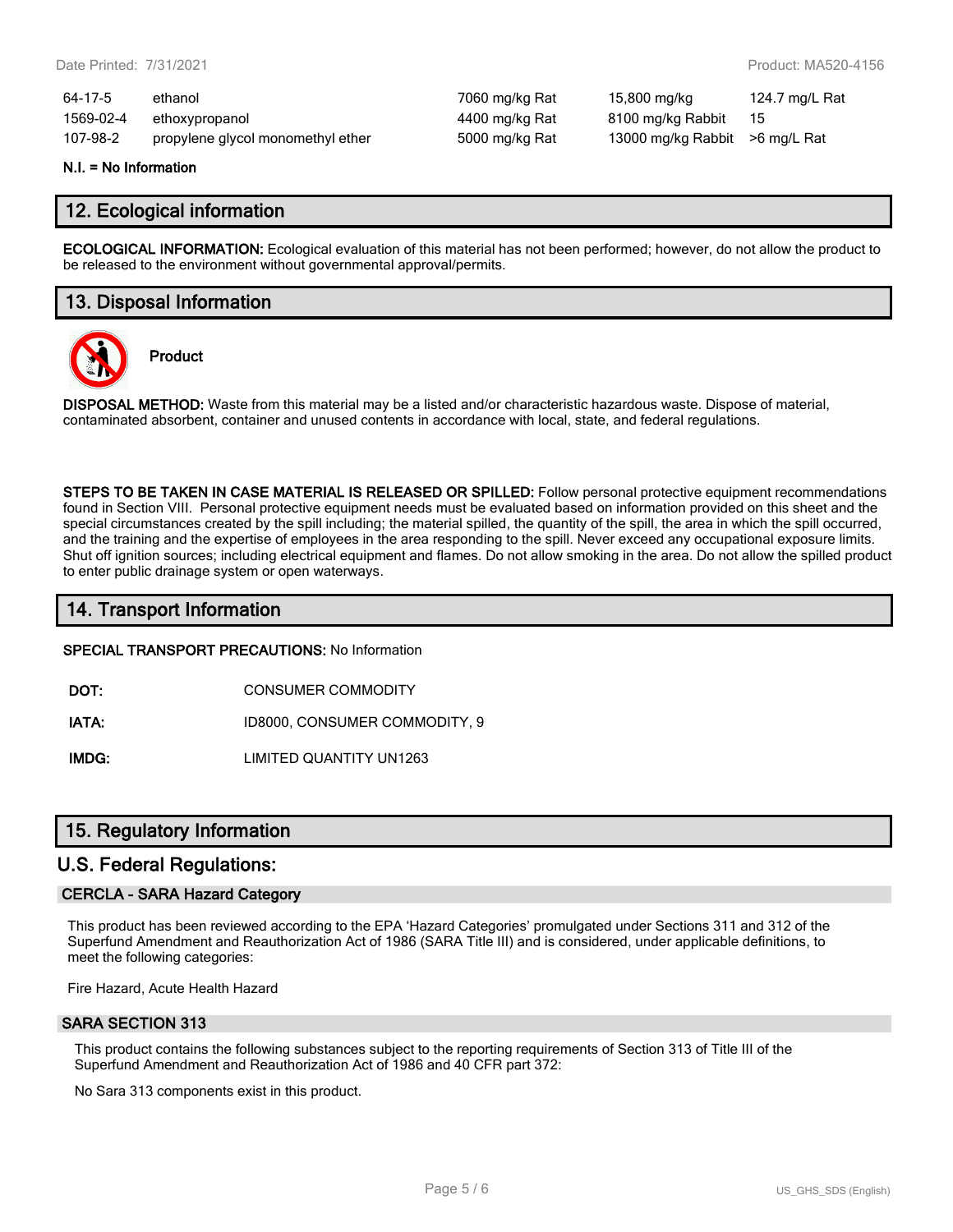| | | | | |
|---|---|---|---|---|
| 64-17-5 | ethanol | 7060 mg/kg Rat | 15,800 mg/kg | 124.7 mg/L Rat |
| 1569-02-4 | ethoxypropanol | 4400 mg/kg Rat | 8100 mg/kg Rabbit | 15 |
| 107-98-2 | propylene glycol monomethyl ether | 5000 mg/kg Rat | 13000 mg/kg Rabbit | >6 mg/L Rat |

**N.I. = No Information**

## 12. Ecological information

**ECOLOGICAL INFORMATION:** Ecological evaluation of this material has not been performed; however, do not allow the product to be released to the environment without governmental approval/permits.

## 13. Disposal Information

**Product**

**DISPOSAL METHOD:** Waste from this material may be a listed and/or characteristic hazardous waste. Dispose of material, contaminated absorbent, container and unused contents in accordance with local, state, and federal regulations.

**STEPS TO BE TAKEN IN CASE MATERIAL IS RELEASED OR SPILLED:** Follow personal protective equipment recommendations found in Section VIII. Personal protective equipment needs must be evaluated based on information provided on this sheet and the special circumstances created by the spill including; the material spilled, the quantity of the spill, the area in which the spill occurred, and the training and the expertise of employees in the area responding to the spill. Never exceed any occupational exposure limits. Shut off ignition sources; including electrical equipment and flames. Do not allow smoking in the area. Do not allow the spilled product to enter public drainage system or open waterways.

## 14. Transport Information

**SPECIAL TRANSPORT PRECAUTIONS:** No Information

**DOT:** CONSUMER COMMODITY

**IATA:** ID8000, CONSUMER COMMODITY, 9

**IMDG:** LIMITED QUANTITY UN1263

## 15. Regulatory Information

## U.S. Federal Regulations:

### CERCLA - SARA Hazard Category

This product has been reviewed according to the EPA 'Hazard Categories' promulgated under Sections 311 and 312 of the Superfund Amendment and Reauthorization Act of 1986 (SARA Title III) and is considered, under applicable definitions, to meet the following categories:

Fire Hazard, Acute Health Hazard

### SARA SECTION 313

This product contains the following substances subject to the reporting requirements of Section 313 of Title III of the Superfund Amendment and Reauthorization Act of 1986 and 40 CFR part 372:

No Sara 313 components exist in this product.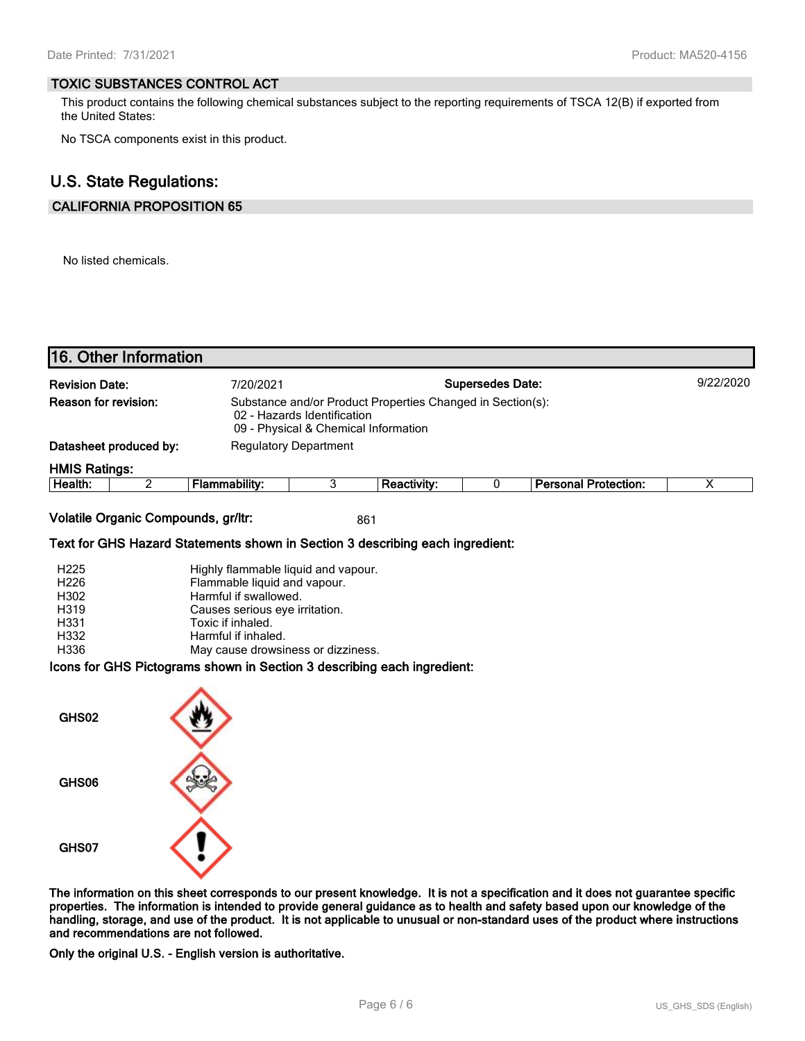## TOXIC SUBSTANCES CONTROL ACT

This product contains the following chemical substances subject to the reporting requirements of TSCA 12(B) if exported from the United States:

No TSCA components exist in this product.

## U.S. State Regulations:

### CALIFORNIA PROPOSITION 65

No listed chemicals.

## 16. Other Information

**Revision Date:** 7/20/2021 **Supersedes Date:** 9/22/2020

**Reason for revision:** Substance and/or Product Properties Changed in Section(s):
02 - Hazards Identification
09 - Physical & Chemical Information

**Datasheet produced by:** Regulatory Department

**HMIS Ratings:**

| | | | | | | | |
|---|---|---|---|---|---|---|---|
| **Health:** | 2 | **Flammability:** | 3 | **Reactivity:** | 0 | **Personal Protection:** | X |

**Volatile Organic Compounds, gr/ltr:** 861

**Text for GHS Hazard Statements shown in Section 3 describing each ingredient:**

H225 Highly flammable liquid and vapour.
H226 Flammable liquid and vapour.
H302 Harmful if swallowed.
H319 Causes serious eye irritation.
H331 Toxic if inhaled.
H332 Harmful if inhaled.
H336 May cause drowsiness or dizziness.

**Icons for GHS Pictograms shown in Section 3 describing each ingredient:**

GHS02

GHS06

GHS07

**The information on this sheet corresponds to our present knowledge. It is not a specification and it does not guarantee specific properties. The information is intended to provide general guidance as to health and safety based upon our knowledge of the handling, storage, and use of the product. It is not applicable to unusual or non-standard uses of the product where instructions and recommendations are not followed.**

**Only the original U.S. - English version is authoritative.**